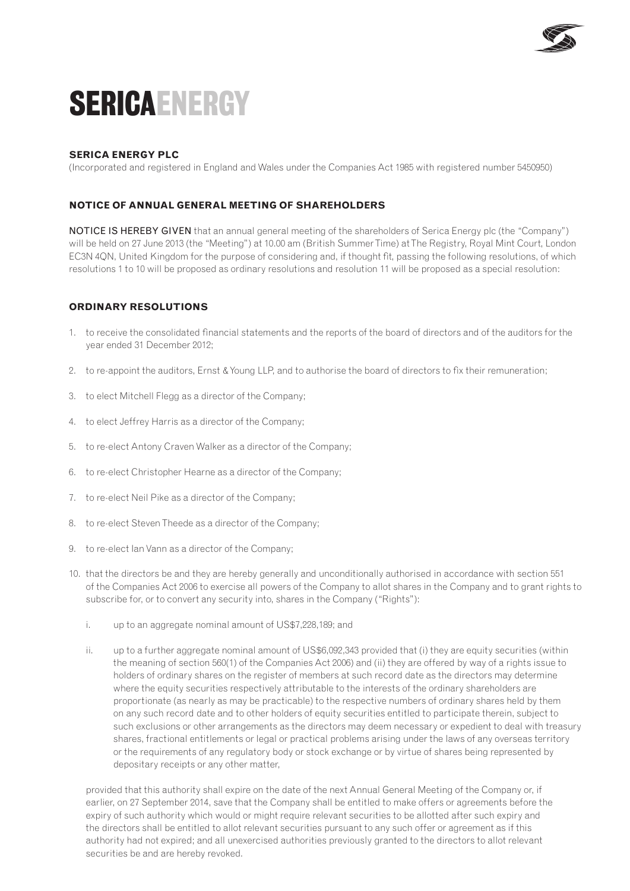# SERICAENERGY

**SERICA ENERGY PLC**

(Incorporated and registered in England and Wales under the Companies Act 1985 with registered number 5450950)

## NOTICE OF ANNUAL GENERAL MEETING OF SHAREHOLDERS

NOTICE IS HEREBY GIVEN that an annual general meeting of the shareholders of Serica Energy plc (the "Company") will be held on 27 June 2013 (the "Meeting") at 10.00 am (British Summer Time) at The Registry, Royal Mint Court, London EC3N 4QN, United Kingdom for the purpose of considering and, if thought fit, passing the following resolutions, of which resolutions 1 to 10 will be proposed as ordinary resolutions and resolution 11 will be proposed as a special resolution:

## ORDINARY RESOLUTIONS

1. to receive the consolidated financial statements and the reports of the board of directors and of the auditors for the year ended 31 December 2012;
2. to re-appoint the auditors, Ernst & Young LLP, and to authorise the board of directors to fix their remuneration;
3. to elect Mitchell Flegg as a director of the Company;
4. to elect Jeffrey Harris as a director of the Company;
5. to re-elect Antony Craven Walker as a director of the Company;
6. to re-elect Christopher Hearne as a director of the Company;
7. to re-elect Neil Pike as a director of the Company;
8. to re-elect Steven Theede as a director of the Company;
9. to re-elect Ian Vann as a director of the Company;
10. that the directors be and they are hereby generally and unconditionally authorised in accordance with section 551 of the Companies Act 2006 to exercise all powers of the Company to allot shares in the Company and to grant rights to subscribe for, or to convert any security into, shares in the Company ("Rights"):

    i. up to an aggregate nominal amount of US$7,228,189; and

    ii. up to a further aggregate nominal amount of US$6,092,343 provided that (i) they are equity securities (within the meaning of section 560(1) of the Companies Act 2006) and (ii) they are offered by way of a rights issue to holders of ordinary shares on the register of members at such record date as the directors may determine where the equity securities respectively attributable to the interests of the ordinary shareholders are proportionate (as nearly as may be practicable) to the respective numbers of ordinary shares held by them on any such record date and to other holders of equity securities entitled to participate therein, subject to such exclusions or other arrangements as the directors may deem necessary or expedient to deal with treasury shares, fractional entitlements or legal or practical problems arising under the laws of any overseas territory or the requirements of any regulatory body or stock exchange or by virtue of shares being represented by depositary receipts or any other matter,

    provided that this authority shall expire on the date of the next Annual General Meeting of the Company or, if earlier, on 27 September 2014, save that the Company shall be entitled to make offers or agreements before the expiry of such authority which would or might require relevant securities to be allotted after such expiry and the directors shall be entitled to allot relevant securities pursuant to any such offer or agreement as if this authority had not expired; and all unexercised authorities previously granted to the directors to allot relevant securities be and are hereby revoked.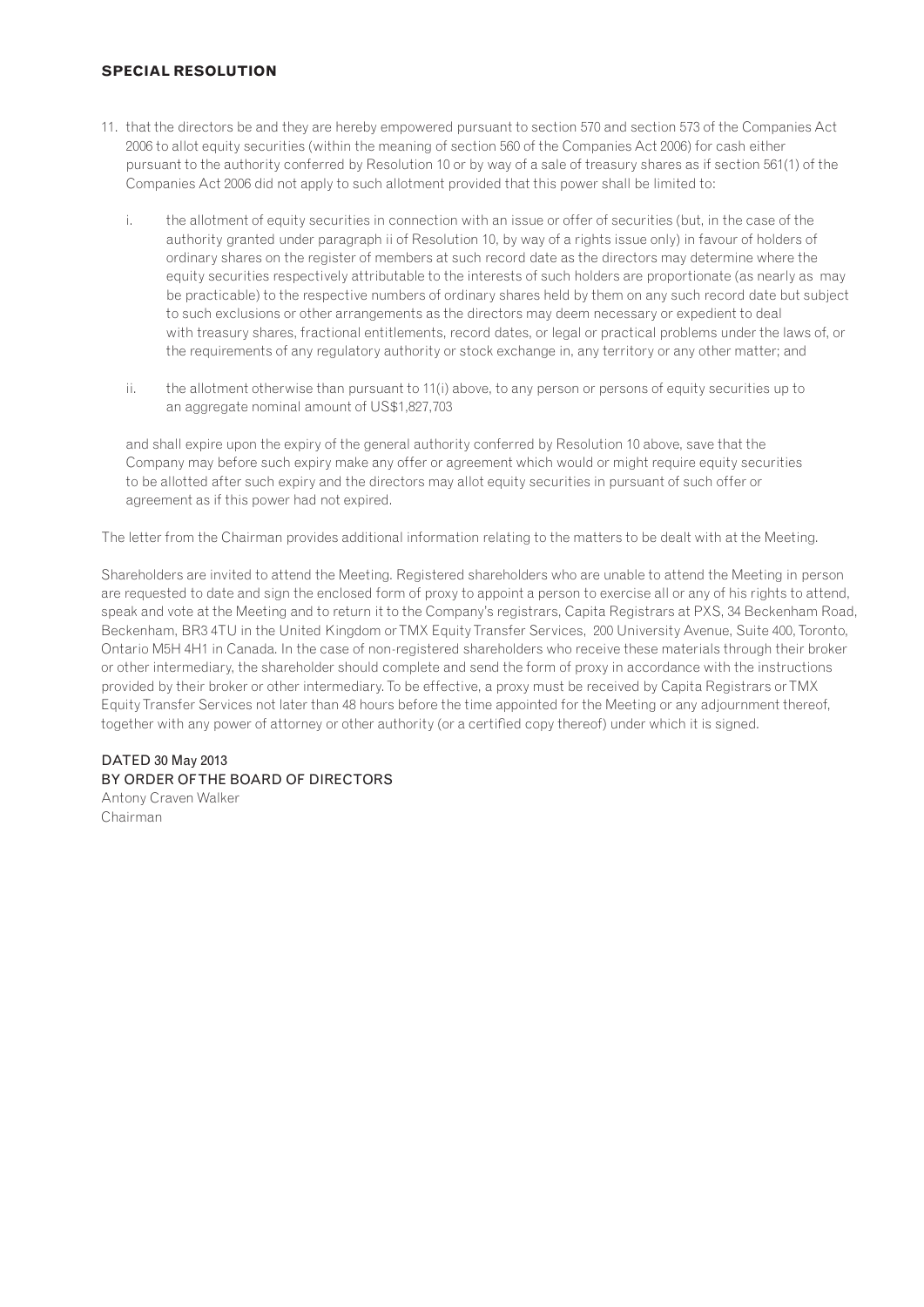## SPECIAL RESOLUTION

11. that the directors be and they are hereby empowered pursuant to section 570 and section 573 of the Companies Act 2006 to allot equity securities (within the meaning of section 560 of the Companies Act 2006) for cash either pursuant to the authority conferred by Resolution 10 or by way of a sale of treasury shares as if section 561(1) of the Companies Act 2006 did not apply to such allotment provided that this power shall be limited to:

    i. the allotment of equity securities in connection with an issue or offer of securities (but, in the case of the authority granted under paragraph ii of Resolution 10, by way of a rights issue only) in favour of holders of ordinary shares on the register of members at such record date as the directors may determine where the equity securities respectively attributable to the interests of such holders are proportionate (as nearly as may be practicable) to the respective numbers of ordinary shares held by them on any such record date but subject to such exclusions or other arrangements as the directors may deem necessary or expedient to deal with treasury shares, fractional entitlements, record dates, or legal or practical problems under the laws of, or the requirements of any regulatory authority or stock exchange in, any territory or any other matter; and

    ii. the allotment otherwise than pursuant to 11(i) above, to any person or persons of equity securities up to an aggregate nominal amount of US$1,827,703

    and shall expire upon the expiry of the general authority conferred by Resolution 10 above, save that the Company may before such expiry make any offer or agreement which would or might require equity securities to be allotted after such expiry and the directors may allot equity securities in pursuant of such offer or agreement as if this power had not expired.

The letter from the Chairman provides additional information relating to the matters to be dealt with at the Meeting.

Shareholders are invited to attend the Meeting. Registered shareholders who are unable to attend the Meeting in person are requested to date and sign the enclosed form of proxy to appoint a person to exercise all or any of his rights to attend, speak and vote at the Meeting and to return it to the Company's registrars, Capita Registrars at PXS, 34 Beckenham Road, Beckenham, BR3 4TU in the United Kingdom or TMX Equity Transfer Services, 200 University Avenue, Suite 400, Toronto, Ontario M5H 4H1 in Canada. In the case of non-registered shareholders who receive these materials through their broker or other intermediary, the shareholder should complete and send the form of proxy in accordance with the instructions provided by their broker or other intermediary. To be effective, a proxy must be received by Capita Registrars or TMX Equity Transfer Services not later than 48 hours before the time appointed for the Meeting or any adjournment thereof, together with any power of attorney or other authority (or a certified copy thereof) under which it is signed.

DATED 30 May 2013
BY ORDER OF THE BOARD OF DIRECTORS
Antony Craven Walker
Chairman